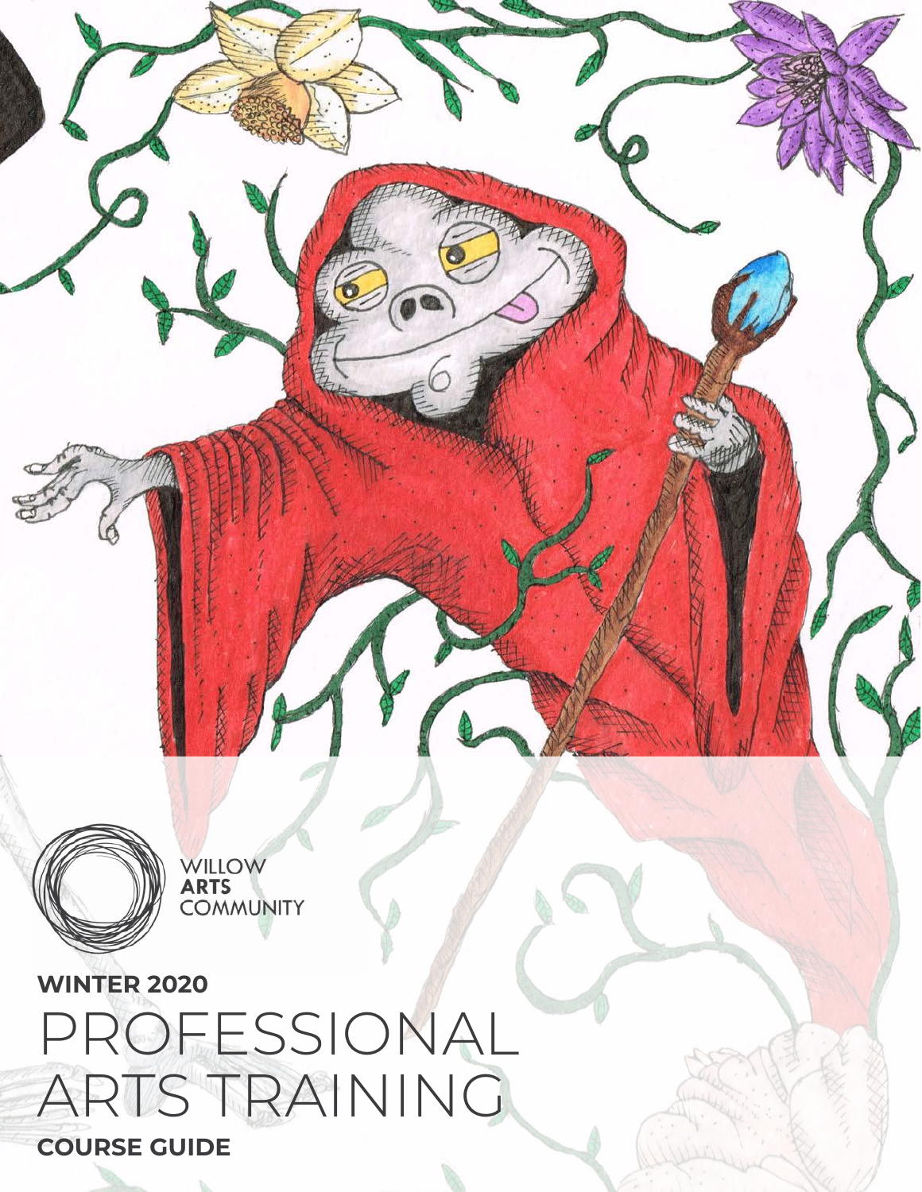WILLOW
**ARTS**
COMMUNITY

**WINTER 2020**

# PROFESSIONAL ARTS TRAINING

**COURSE GUIDE**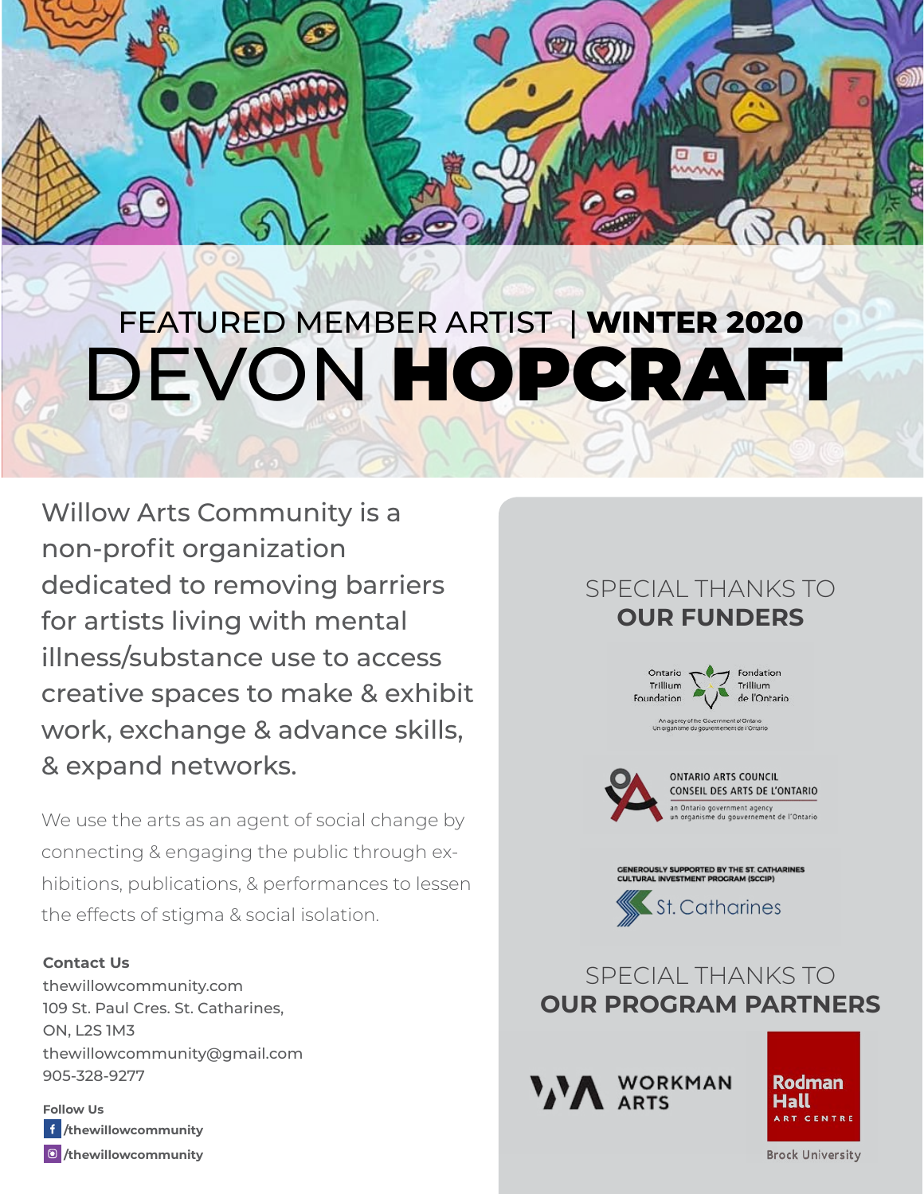# FEATURED MEMBER ARTIST | WINTER 2020

# DEVON **HOPCRAFT**

Willow Arts Community is a non-profit organization dedicated to removing barriers for artists living with mental illness/substance use to access creative spaces to make & exhibit work, exchange & advance skills, & expand networks.

We use the arts as an agent of social change by connecting & engaging the public through exhibitions, publications, & performances to lessen the effects of stigma & social isolation.

**Contact Us**
thewillowcommunity.com
109 St. Paul Cres. St. Catharines, ON, L2S 1M3
thewillowcommunity@gmail.com
905-328-9277

**Follow Us**
/thewillowcommunity
/thewillowcommunity

## SPECIAL THANKS TO **OUR FUNDERS**

Ontario Trillium Foundation / Fondation Trillium de l'Ontario
An agency of the Government of Ontario / Un organisme du gouvernement de l'Ontario

ONTARIO ARTS COUNCIL / CONSEIL DES ARTS DE L'ONTARIO
an Ontario government agency / un organisme du gouvernement de l'Ontario

GENEROUSLY SUPPORTED BY THE ST. CATHARINES CULTURAL INVESTMENT PROGRAM (SCCIP)
St. Catharines

## SPECIAL THANKS TO **OUR PROGRAM PARTNERS**

WORKMAN ARTS

Rodman Hall ART CENTRE
Brock University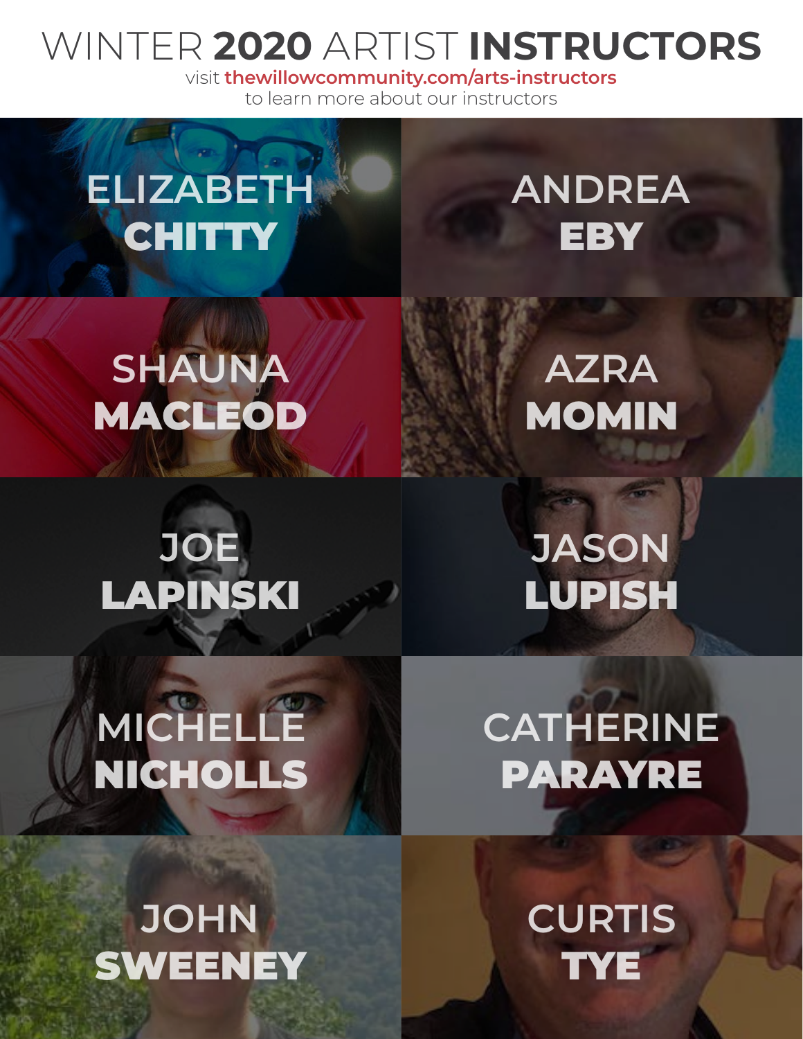# WINTER **2020** ARTIST **INSTRUCTORS**

visit **thewillowcommunity.com/arts-instructors**
to learn more about our instructors

ELIZABETH **CHITTY**

ANDREA **EBY**

SHAUNA **MACLEOD**

AZRA **MOMIN**

JOE **LAPINSKI**

JASON **LUPISH**

MICHELLE **NICHOLLS**

CATHERINE **PARAYRE**

JOHN **SWEENEY**

CURTIS **TYE**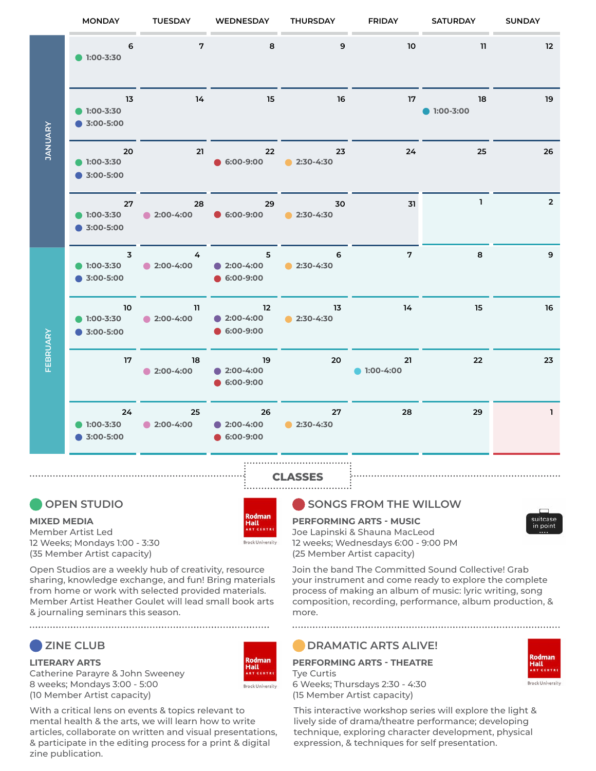| | MONDAY | TUESDAY | WEDNESDAY | THURSDAY | FRIDAY | SATURDAY | SUNDAY |
|---|---|---|---|---|---|---|---|
| JANUARY | 6 ● 1:00-3:30 | 7 | 8 | 9 | 10 | 11 | 12 |
| | 13 ● 1:00-3:30 ● 3:00-5:00 | 14 | 15 | 16 | 17 | 18 ● 1:00-3:00 | 19 |
| | 20 ● 1:00-3:30 ● 3:00-5:00 | 21 | 22 ● 6:00-9:00 | 23 ● 2:30-4:30 | 24 | 25 | 26 |
| | 27 ● 1:00-3:30 ● 3:00-5:00 | 28 ● 2:00-4:00 | 29 ● 6:00-9:00 | 30 ● 2:30-4:30 | 31 | 1 | 2 |
| FEBRUARY | 3 ● 1:00-3:30 ● 3:00-5:00 | 4 ● 2:00-4:00 | 5 ● 2:00-4:00 ● 6:00-9:00 | 6 ● 2:30-4:30 | 7 | 8 | 9 |
| | 10 ● 1:00-3:30 ● 3:00-5:00 | 11 ● 2:00-4:00 | 12 ● 2:00-4:00 ● 6:00-9:00 | 13 ● 2:30-4:30 | 14 | 15 | 16 |
| | 17 | 18 ● 2:00-4:00 | 19 ● 2:00-4:00 ● 6:00-9:00 | 20 | 21 ● 1:00-4:00 | 22 | 23 |
| | 24 ● 1:00-3:30 ● 3:00-5:00 | 25 ● 2:00-4:00 | 26 ● 2:00-4:00 ● 6:00-9:00 | 27 ● 2:30-4:30 | 28 | 29 | 1 |

## CLASSES

### OPEN STUDIO

**MIXED MEDIA**
Member Artist Led
12 Weeks; Mondays 1:00 - 3:30
(35 Member Artist capacity)

Rodman Hall Art Centre, Brock University

Open Studios are a weekly hub of creativity, resource sharing, knowledge exchange, and fun! Bring materials from home or work with selected provided materials. Member Artist Heather Goulet will lead small book arts & journaling seminars this season.

### SONGS FROM THE WILLOW

**PERFORMING ARTS - MUSIC**
Joe Lapinski & Shauna MacLeod
12 weeks; Wednesdays 6:00 - 9:00 PM
(25 Member Artist capacity)

suitcase in point

Join the band The Committed Sound Collective! Grab your instrument and come ready to explore the complete process of making an album of music: lyric writing, song composition, recording, performance, album production, & more.

### ZINE CLUB

**LITERARY ARTS**
Catherine Parayre & John Sweeney
8 weeks; Mondays 3:00 - 5:00
(10 Member Artist capacity)

Rodman Hall Art Centre, Brock University

With a critical lens on events & topics relevant to mental health & the arts, we will learn how to write articles, collaborate on written and visual presentations, & participate in the editing process for a print & digital zine publication.

### DRAMATIC ARTS ALIVE!

**PERFORMING ARTS - THEATRE**
Tye Curtis
6 Weeks; Thursdays 2:30 - 4:30
(15 Member Artist capacity)

Rodman Hall Art Centre, Brock University

This interactive workshop series will explore the light & lively side of drama/theatre performance; developing technique, exploring character development, physical expression, & techniques for self presentation.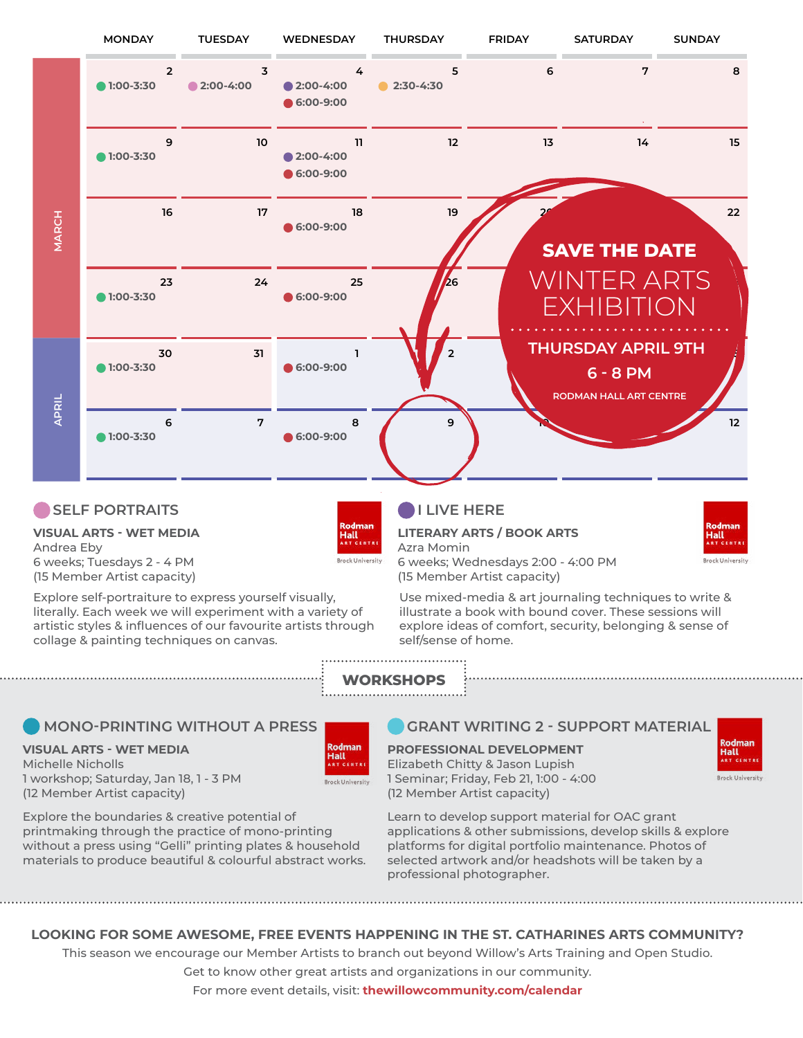| | MONDAY | TUESDAY | WEDNESDAY | THURSDAY | FRIDAY | SATURDAY | SUNDAY |
|---|---|---|---|---|---|---|---|
| MARCH | 2 — 1:00-3:30 | 3 — 2:00-4:00 | 4 — 2:00-4:00, 6:00-9:00 | 5 — 2:30-4:30 | 6 | 7 | 8 |
| | 9 — 1:00-3:30 | 10 | 11 — 2:00-4:00, 6:00-9:00 | 12 | 13 | 14 | 15 |
| | 16 | 17 | 18 — 6:00-9:00 | 19 | 20 | | 22 |
| | 23 — 1:00-3:30 | 24 | 25 — 6:00-9:00 | 26 | | | |
| APRIL | 30 — 1:00-3:30 | 31 | 1 — 6:00-9:00 | 2 | | | |
| | 6 — 1:00-3:30 | 7 | 8 — 6:00-9:00 | 9 | 10 | | 12 |

**SAVE THE DATE**

**WINTER ARTS EXHIBITION**

**THURSDAY APRIL 9TH**

**6 - 8 PM**

RODMAN HALL ART CENTRE

## SELF PORTRAITS

**VISUAL ARTS - WET MEDIA**
Andrea Eby
6 weeks; Tuesdays 2 - 4 PM
(15 Member Artist capacity)

Explore self-portraiture to express yourself visually, literally. Each week we will experiment with a variety of artistic styles & influences of our favourite artists through collage & painting techniques on canvas.

## I LIVE HERE

**LITERARY ARTS / BOOK ARTS**
Azra Momin
6 weeks; Wednesdays 2:00 - 4:00 PM
(15 Member Artist capacity)

Use mixed-media & art journaling techniques to write & illustrate a book with bound cover. These sessions will explore ideas of comfort, security, belonging & sense of self/sense of home.

# WORKSHOPS

## MONO-PRINTING WITHOUT A PRESS

**VISUAL ARTS - WET MEDIA**
Michelle Nicholls
1 workshop; Saturday, Jan 18, 1 - 3 PM
(12 Member Artist capacity)

Explore the boundaries & creative potential of printmaking through the practice of mono-printing without a press using "Gelli" printing plates & household materials to produce beautiful & colourful abstract works.

## GRANT WRITING 2 - SUPPORT MATERIAL

**PROFESSIONAL DEVELOPMENT**
Elizabeth Chitty & Jason Lupish
1 Seminar; Friday, Feb 21, 1:00 - 4:00
(12 Member Artist capacity)

Learn to develop support material for OAC grant applications & other submissions, develop skills & explore platforms for digital portfolio maintenance. Photos of selected artwork and/or headshots will be taken by a professional photographer.

**LOOKING FOR SOME AWESOME, FREE EVENTS HAPPENING IN THE ST. CATHARINES ARTS COMMUNITY?**

This season we encourage our Member Artists to branch out beyond Willow's Arts Training and Open Studio.
Get to know other great artists and organizations in our community.
For more event details, visit: **thewillowcommunity.com/calendar**